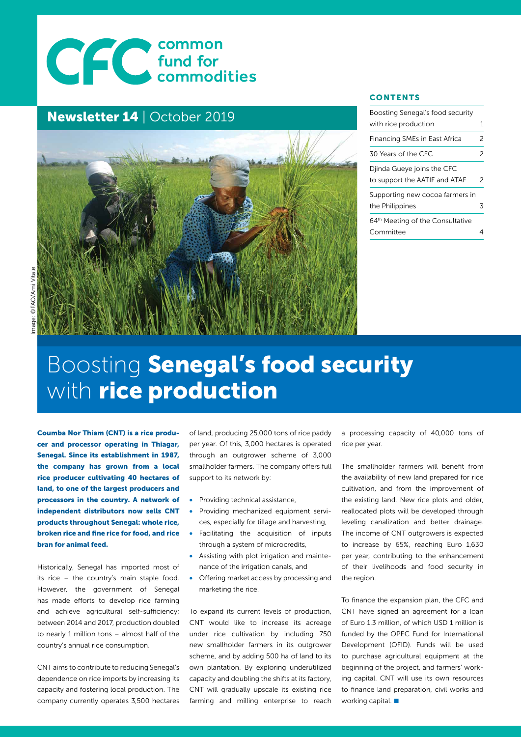# common fund for commodities

## Newsletter 14 | October 2019

Image: ©FAO/Ami Vitale

### CONTENTS

| | |
|---|---|
| Boosting Senegal's food security with rice production | 1 |
| Financing SMEs in East Africa | 2 |
| 30 Years of the CFC | 2 |
| Djinda Gueye joins the CFC to support the AATIF and ATAF | 2 |
| Supporting new cocoa farmers in the Philippines | 3 |
| 64th Meeting of the Consultative Committee | 4 |

# Boosting Senegal's food security with rice production

**Coumba Nor Thiam (CNT) is a rice producer and processor operating in Thiagar, Senegal. Since its establishment in 1987, the company has grown from a local rice producer cultivating 40 hectares of land, to one of the largest producers and processors in the country. A network of independent distributors now sells CNT products throughout Senegal: whole rice, broken rice and fine rice for food, and rice bran for animal feed.**

Historically, Senegal has imported most of its rice – the country's main staple food. However, the government of Senegal has made efforts to develop rice farming and achieve agricultural self-sufficiency; between 2014 and 2017, production doubled to nearly 1 million tons – almost half of the country's annual rice consumption.

CNT aims to contribute to reducing Senegal's dependence on rice imports by increasing its capacity and fostering local production. The company currently operates 3,500 hectares of land, producing 25,000 tons of rice paddy per year. Of this, 3,000 hectares is operated through an outgrower scheme of 3,000 smallholder farmers. The company offers full support to its network by:

- Providing technical assistance,
- Providing mechanized equipment services, especially for tillage and harvesting,
- Facilitating the acquisition of inputs through a system of microcredits,
- Assisting with plot irrigation and maintenance of the irrigation canals, and
- Offering market access by processing and marketing the rice.

To expand its current levels of production, CNT would like to increase its acreage under rice cultivation by including 750 new smallholder farmers in its outgrower scheme, and by adding 500 ha of land to its own plantation. By exploring underutilized capacity and doubling the shifts at its factory, CNT will gradually upscale its existing rice farming and milling enterprise to reach a processing capacity of 40,000 tons of rice per year.

The smallholder farmers will benefit from the availability of new land prepared for rice cultivation, and from the improvement of the existing land. New rice plots and older, reallocated plots will be developed through leveling canalization and better drainage. The income of CNT outgrowers is expected to increase by 65%, reaching Euro 1,630 per year, contributing to the enhancement of their livelihoods and food security in the region.

To finance the expansion plan, the CFC and CNT have signed an agreement for a loan of Euro 1.3 million, of which USD 1 million is funded by the OPEC Fund for International Development (OFID). Funds will be used to purchase agricultural equipment at the beginning of the project, and farmers' working capital. CNT will use its own resources to finance land preparation, civil works and working capital. ■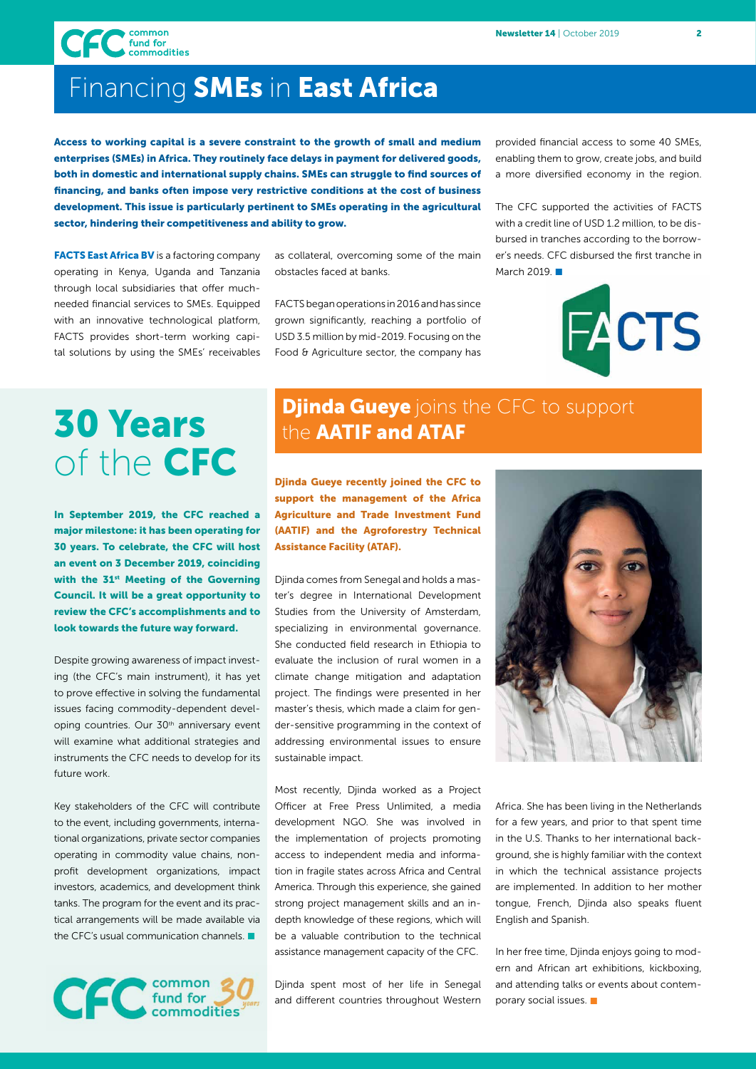# Financing **SMEs** in **East Africa**

**Access to working capital is a severe constraint to the growth of small and medium enterprises (SMEs) in Africa. They routinely face delays in payment for delivered goods, both in domestic and international supply chains. SMEs can struggle to find sources of financing, and banks often impose very restrictive conditions at the cost of business development. This issue is particularly pertinent to SMEs operating in the agricultural sector, hindering their competitiveness and ability to grow.**

**FACTS East Africa BV** is a factoring company operating in Kenya, Uganda and Tanzania through local subsidiaries that offer much-needed financial services to SMEs. Equipped with an innovative technological platform, FACTS provides short-term working capital solutions by using the SMEs' receivables as collateral, overcoming some of the main obstacles faced at banks.

FACTS began operations in 2016 and has since grown significantly, reaching a portfolio of USD 3.5 million by mid-2019. Focusing on the Food & Agriculture sector, the company has provided financial access to some 40 SMEs, enabling them to grow, create jobs, and build a more diversified economy in the region.

The CFC supported the activities of FACTS with a credit line of USD 1.2 million, to be disbursed in tranches according to the borrower's needs. CFC disbursed the first tranche in March 2019.

# **30 Years** of the **CFC**

**In September 2019, the CFC reached a major milestone: it has been operating for 30 years. To celebrate, the CFC will host an event on 3 December 2019, coinciding with the 31st Meeting of the Governing Council. It will be a great opportunity to review the CFC's accomplishments and to look towards the future way forward.**

Despite growing awareness of impact investing (the CFC's main instrument), it has yet to prove effective in solving the fundamental issues facing commodity-dependent developing countries. Our 30th anniversary event will examine what additional strategies and instruments the CFC needs to develop for its future work.

Key stakeholders of the CFC will contribute to the event, including governments, international organizations, private sector companies operating in commodity value chains, non-profit development organizations, impact investors, academics, and development think tanks. The program for the event and its practical arrangements will be made available via the CFC's usual communication channels.

# **Djinda Gueye** joins the CFC to support the **AATIF and ATAF**

**Djinda Gueye recently joined the CFC to support the management of the Africa Agriculture and Trade Investment Fund (AATIF) and the Agroforestry Technical Assistance Facility (ATAF).**

Djinda comes from Senegal and holds a master's degree in International Development Studies from the University of Amsterdam, specializing in environmental governance. She conducted field research in Ethiopia to evaluate the inclusion of rural women in a climate change mitigation and adaptation project. The findings were presented in her master's thesis, which made a claim for gender-sensitive programming in the context of addressing environmental issues to ensure sustainable impact.

Most recently, Djinda worked as a Project Officer at Free Press Unlimited, a media development NGO. She was involved in the implementation of projects promoting access to independent media and information in fragile states across Africa and Central America. Through this experience, she gained strong project management skills and an in-depth knowledge of these regions, which will be a valuable contribution to the technical assistance management capacity of the CFC.

Djinda spent most of her life in Senegal and different countries throughout Western Africa. She has been living in the Netherlands for a few years, and prior to that spent time in the U.S. Thanks to her international background, she is highly familiar with the context in which the technical assistance projects are implemented. In addition to her mother tongue, French, Djinda also speaks fluent English and Spanish.

In her free time, Djinda enjoys going to modern and African art exhibitions, kickboxing, and attending talks or events about contemporary social issues.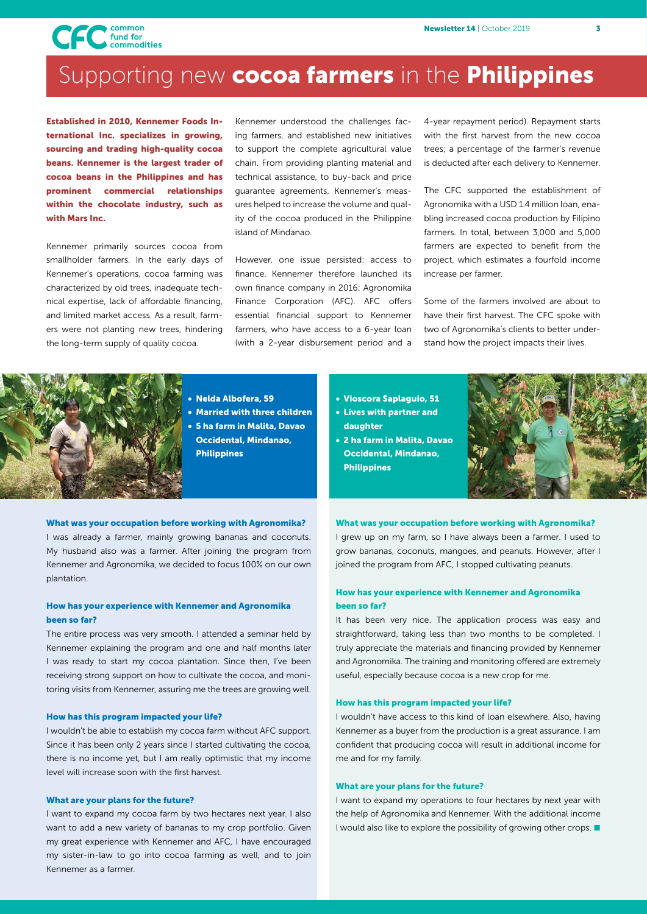# Supporting new **cocoa farmers** in the **Philippines**

**Established in 2010, Kennemer Foods International Inc. specializes in growing, sourcing and trading high-quality cocoa beans. Kennemer is the largest trader of cocoa beans in the Philippines and has prominent commercial relationships within the chocolate industry, such as with Mars Inc.**

Kennemer primarily sources cocoa from smallholder farmers. In the early days of Kennemer's operations, cocoa farming was characterized by old trees, inadequate technical expertise, lack of affordable financing, and limited market access. As a result, farmers were not planting new trees, hindering the long-term supply of quality cocoa.

Kennemer understood the challenges facing farmers, and established new initiatives to support the complete agricultural value chain. From providing planting material and technical assistance, to buy-back and price guarantee agreements, Kennemer's measures helped to increase the volume and quality of the cocoa produced in the Philippine island of Mindanao.

However, one issue persisted: access to finance. Kennemer therefore launched its own finance company in 2016: Agronomika Finance Corporation (AFC). AFC offers essential financial support to Kennemer farmers, who have access to a 6-year loan (with a 2-year disbursement period and a 4-year repayment period). Repayment starts with the first harvest from the new cocoa trees; a percentage of the farmer's revenue is deducted after each delivery to Kennemer.

The CFC supported the establishment of Agronomika with a USD 1.4 million loan, enabling increased cocoa production by Filipino farmers. In total, between 3,000 and 5,000 farmers are expected to benefit from the project, which estimates a fourfold income increase per farmer.

Some of the farmers involved are about to have their first harvest. The CFC spoke with two of Agronomika's clients to better understand how the project impacts their lives.

- **Nelda Albofera, 59**
- **Married with three children**
- **5 ha farm in Malita, Davao Occidental, Mindanao, Philippines**

### What was your occupation before working with Agronomika?

I was already a farmer, mainly growing bananas and coconuts. My husband also was a farmer. After joining the program from Kennemer and Agronomika, we decided to focus 100% on our own plantation.

### How has your experience with Kennemer and Agronomika been so far?

The entire process was very smooth. I attended a seminar held by Kennemer explaining the program and one and half months later I was ready to start my cocoa plantation. Since then, I've been receiving strong support on how to cultivate the cocoa, and monitoring visits from Kennemer, assuring me the trees are growing well.

### How has this program impacted your life?

I wouldn't be able to establish my cocoa farm without AFC support. Since it has been only 2 years since I started cultivating the cocoa, there is no income yet, but I am really optimistic that my income level will increase soon with the first harvest.

### What are your plans for the future?

I want to expand my cocoa farm by two hectares next year. I also want to add a new variety of bananas to my crop portfolio. Given my great experience with Kennemer and AFC, I have encouraged my sister-in-law to go into cocoa farming as well, and to join Kennemer as a farmer.

- **Vioscora Saplaguio, 51**
- **Lives with partner and daughter**
- **2 ha farm in Malita, Davao Occidental, Mindanao, Philippines**

### What was your occupation before working with Agronomika?

I grew up on my farm, so I have always been a farmer. I used to grow bananas, coconuts, mangoes, and peanuts. However, after I joined the program from AFC, I stopped cultivating peanuts.

### How has your experience with Kennemer and Agronomika been so far?

It has been very nice. The application process was easy and straightforward, taking less than two months to be completed. I truly appreciate the materials and financing provided by Kennemer and Agronomika. The training and monitoring offered are extremely useful, especially because cocoa is a new crop for me.

### How has this program impacted your life?

I wouldn't have access to this kind of loan elsewhere. Also, having Kennemer as a buyer from the production is a great assurance. I am confident that producing cocoa will result in additional income for me and for my family.

### What are your plans for the future?

I want to expand my operations to four hectares by next year with the help of Agronomika and Kennemer. With the additional income I would also like to explore the possibility of growing other crops. ■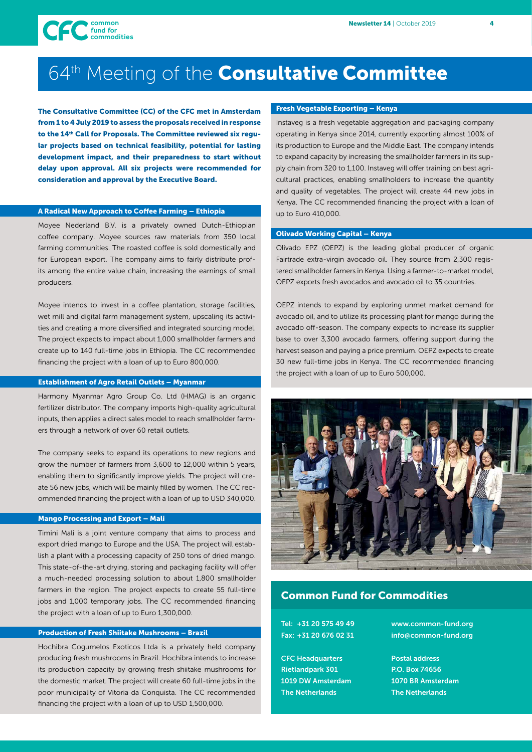# 64th Meeting of the **Consultative Committee**

**The Consultative Committee (CC) of the CFC met in Amsterdam from 1 to 4 July 2019 to assess the proposals received in response to the 14th Call for Proposals. The Committee reviewed six regular projects based on technical feasibility, potential for lasting development impact, and their preparedness to start without delay upon approval. All six projects were recommended for consideration and approval by the Executive Board.**

### A Radical New Approach to Coffee Farming – Ethiopia

Moyee Nederland B.V. is a privately owned Dutch-Ethiopian coffee company. Moyee sources raw materials from 350 local farming communities. The roasted coffee is sold domestically and for European export. The company aims to fairly distribute profits among the entire value chain, increasing the earnings of small producers.

Moyee intends to invest in a coffee plantation, storage facilities, wet mill and digital farm management system, upscaling its activities and creating a more diversified and integrated sourcing model. The project expects to impact about 1,000 smallholder farmers and create up to 140 full-time jobs in Ethiopia. The CC recommended financing the project with a loan of up to Euro 800,000.

### Establishment of Agro Retail Outlets – Myanmar

Harmony Myanmar Agro Group Co. Ltd (HMAG) is an organic fertilizer distributor. The company imports high-quality agricultural inputs, then applies a direct sales model to reach smallholder farmers through a network of over 60 retail outlets.

The company seeks to expand its operations to new regions and grow the number of farmers from 3,600 to 12,000 within 5 years, enabling them to significantly improve yields. The project will create 56 new jobs, which will be mainly filled by women. The CC recommended financing the project with a loan of up to USD 340,000.

### Mango Processing and Export – Mali

Timini Mali is a joint venture company that aims to process and export dried mango to Europe and the USA. The project will establish a plant with a processing capacity of 250 tons of dried mango. This state-of-the-art drying, storing and packaging facility will offer a much-needed processing solution to about 1,800 smallholder farmers in the region. The project expects to create 55 full-time jobs and 1,000 temporary jobs. The CC recommended financing the project with a loan of up to Euro 1,300,000.

### Production of Fresh Shiitake Mushrooms – Brazil

Hochibra Cogumelos Exoticos Ltda is a privately held company producing fresh mushrooms in Brazil. Hochibra intends to increase its production capacity by growing fresh shiitake mushrooms for the domestic market. The project will create 60 full-time jobs in the poor municipality of Vitoria da Conquista. The CC recommended financing the project with a loan of up to USD 1,500,000.

### Fresh Vegetable Exporting – Kenya

Instaveg is a fresh vegetable aggregation and packaging company operating in Kenya since 2014, currently exporting almost 100% of its production to Europe and the Middle East. The company intends to expand capacity by increasing the smallholder farmers in its supply chain from 320 to 1,100. Instaveg will offer training on best agricultural practices, enabling smallholders to increase the quantity and quality of vegetables. The project will create 44 new jobs in Kenya. The CC recommended financing the project with a loan of up to Euro 410,000.

### Olivado Working Capital – Kenya

Olivado EPZ (OEPZ) is the leading global producer of organic Fairtrade extra-virgin avocado oil. They source from 2,300 registered smallholder famers in Kenya. Using a farmer-to-market model, OEPZ exports fresh avocados and avocado oil to 35 countries.

OEPZ intends to expand by exploring unmet market demand for avocado oil, and to utilize its processing plant for mango during the avocado off-season. The company expects to increase its supplier base to over 3,300 avocado farmers, offering support during the harvest season and paying a price premium. OEPZ expects to create 30 new full-time jobs in Kenya. The CC recommended financing the project with a loan of up to Euro 500,000.

## Common Fund for Commodities

Tel: +31 20 575 49 49
Fax: +31 20 676 02 31

www.common-fund.org
info@common-fund.org

CFC Headquarters
Rietlandpark 301
1019 DW Amsterdam
The Netherlands

Postal address
P.O. Box 74656
1070 BR Amsterdam
The Netherlands